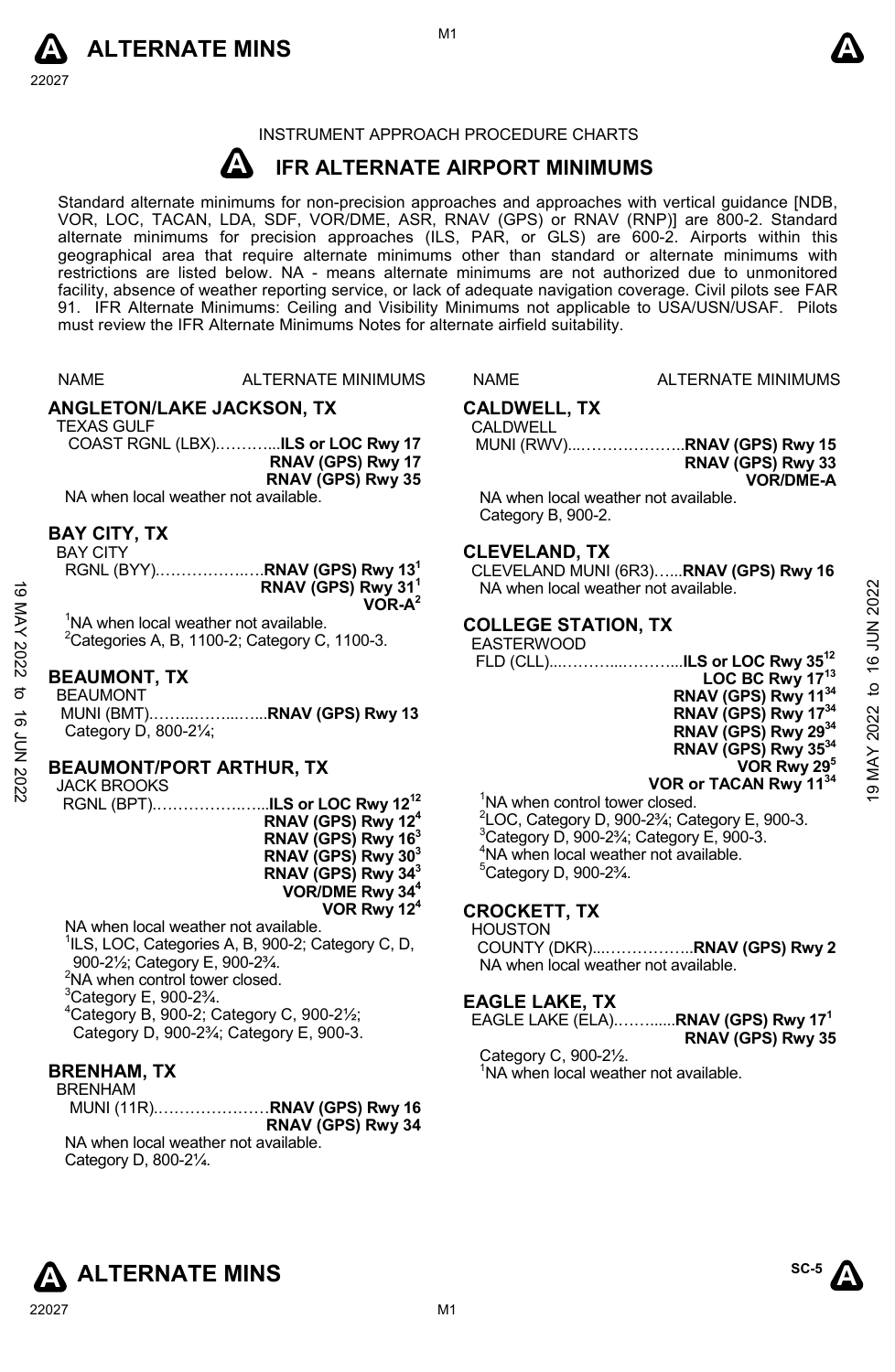INSTRUMENT APPROACH PROCEDURE CHARTS

# IFR ALTERNATE AIRPORT MINIMUMS

Standard alternate minimums for non-precision approaches and approaches with vertical guidance [NDB, VOR, LOC, TACAN, LDA, SDF, VOR/DME, ASR, RNAV (GPS) or RNAV (RNP)] are 800-2. Standard alternate minimums for precision approaches (ILS, PAR, or GLS) are 600-2. Airports within this geographical area that require alternate minimums other than standard or alternate minimums with restrictions are listed below. NA - means alternate minimums are not authorized due to unmonitored facility, absence of weather reporting service, or lack of adequate navigation coverage. Civil pilots see FAR 91. IFR Alternate Minimums: Ceiling and Visibility Minimums not applicable to USA/USN/USAF. Pilots must review the IFR Alternate Minimums Notes for alternate airfield suitability.

NAME — ALTERNATE MINIMUMS

## ANGLETON/LAKE JACKSON, TX

TEXAS GULF COAST RGNL (LBX)............**ILS or LOC Rwy 17**
**RNAV (GPS) Rwy 17**
**RNAV (GPS) Rwy 35**

NA when local weather not available.

## BAY CITY, TX

BAY CITY RGNL (BYY)..................**RNAV (GPS) Rwy 13**[1]
**RNAV (GPS) Rwy 31**[1]
**VOR-A**[2]

[1]NA when local weather not available.
[2]Categories A, B, 1100-2; Category C, 1100-3.

## BEAUMONT, TX

BEAUMONT MUNI (BMT)......................**RNAV (GPS) Rwy 13**

Category D, 800-2¼;

## BEAUMONT/PORT ARTHUR, TX

JACK BROOKS RGNL (BPT)....................**ILS or LOC Rwy 12**[12]
**RNAV (GPS) Rwy 12**[4]
**RNAV (GPS) Rwy 16**[3]
**RNAV (GPS) Rwy 30**[3]
**RNAV (GPS) Rwy 34**[3]
**VOR/DME Rwy 34**[4]
**VOR Rwy 12**[4]

NA when local weather not available.
[1]ILS, LOC, Categories A, B, 900-2; Category C, D, 900-2½; Category E, 900-2¾.
[2]NA when control tower closed.
[3]Category E, 900-2¾.
[4]Category B, 900-2; Category C, 900-2½; Category D, 900-2¾; Category E, 900-3.

## BRENHAM, TX

BRENHAM MUNI (11R)....................**RNAV (GPS) Rwy 16**
**RNAV (GPS) Rwy 34**

NA when local weather not available.
Category D, 800-2¼.

## CALDWELL, TX

CALDWELL MUNI (RWV)....................**RNAV (GPS) Rwy 15**
**RNAV (GPS) Rwy 33**
**VOR/DME-A**

NA when local weather not available.
Category B, 900-2.

## CLEVELAND, TX

CLEVELAND MUNI (6R3)......**RNAV (GPS) Rwy 16**

NA when local weather not available.

## COLLEGE STATION, TX

EASTERWOOD FLD (CLL).......................**ILS or LOC Rwy 35**[12]
**LOC BC Rwy 17**[13]
**RNAV (GPS) Rwy 11**[34]
**RNAV (GPS) Rwy 17**[34]
**RNAV (GPS) Rwy 29**[34]
**RNAV (GPS) Rwy 35**[34]
**VOR Rwy 29**[5]
**VOR or TACAN Rwy 11**[34]

[1]NA when control tower closed.
[2]LOC, Category D, 900-2¾; Category E, 900-3.
[3]Category D, 900-2¾; Category E, 900-3.
[4]NA when local weather not available.
[5]Category D, 900-2¾.

## CROCKETT, TX

HOUSTON COUNTY (DKR)....................**RNAV (GPS) Rwy 2**

NA when local weather not available.

## EAGLE LAKE, TX

EAGLE LAKE (ELA)...........**RNAV (GPS) Rwy 17**[1]
**RNAV (GPS) Rwy 35**

Category C, 900-2½.
[1]NA when local weather not available.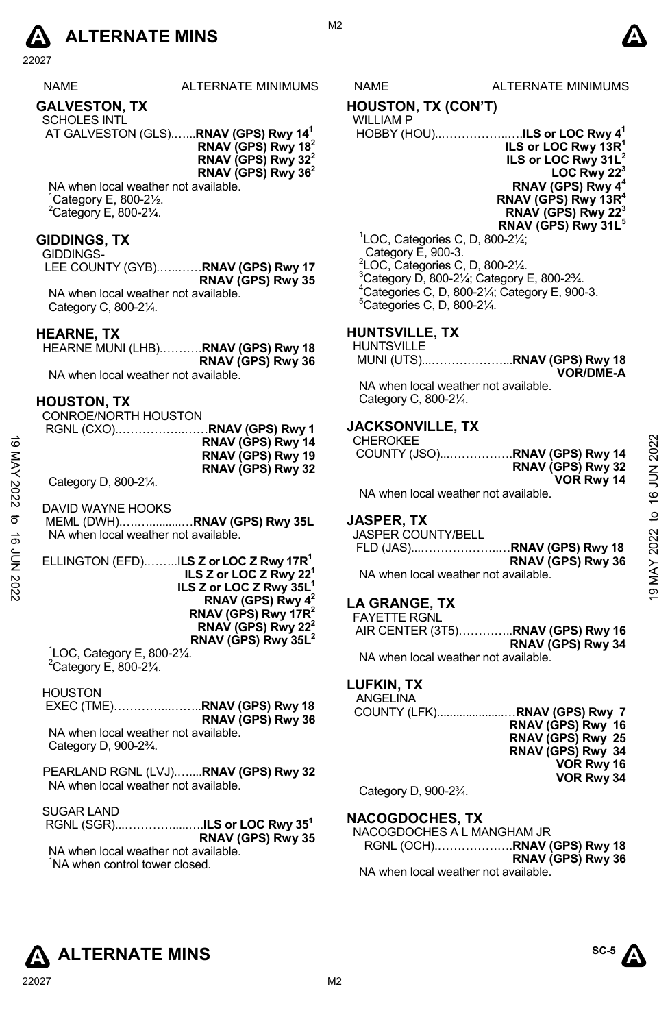NAME ALTERNATE MINIMUMS

## GALVESTON, TX

SCHOLES INTL
AT GALVESTON (GLS)…....**RNAV (GPS) Rwy 14**[1]
**RNAV (GPS) Rwy 18**[2]
**RNAV (GPS) Rwy 32**[2]
**RNAV (GPS) Rwy 36**[2]

NA when local weather not available.
[1]Category E, 800-2½.
[2]Category E, 800-2¼.

## GIDDINGS, TX

GIDDINGS-
LEE COUNTY (GYB)…..……**RNAV (GPS) Rwy 17**
**RNAV (GPS) Rwy 35**

NA when local weather not available.
Category C, 800-2¼.

## HEARNE, TX

HEARNE MUNI (LHB)………..**RNAV (GPS) Rwy 18**
**RNAV (GPS) Rwy 36**

NA when local weather not available.

## HOUSTON, TX

CONROE/NORTH HOUSTON
RGNL (CXO)……………...……**RNAV (GPS) Rwy 1**
**RNAV (GPS) Rwy 14**
**RNAV (GPS) Rwy 19**
**RNAV (GPS) Rwy 32**

Category D, 800-2¼.

DAVID WAYNE HOOKS
MEML (DWH)……..........…**RNAV (GPS) Rwy 35L**
NA when local weather not available.

ELLINGTON (EFD)……..**ILS Z or LOC Z Rwy 17R**[1]
**ILS Z or LOC Z Rwy 22**[1]
**ILS Z or LOC Z Rwy 35L**[1]
**RNAV (GPS) Rwy 4**[2]
**RNAV (GPS) Rwy 17R**[2]
**RNAV (GPS) Rwy 22**[2]
**RNAV (GPS) Rwy 35L**[2]

[1]LOC, Category E, 800-2¼.
[2]Category E, 800-2¼.

HOUSTON
EXEC (TME)…………...……..**RNAV (GPS) Rwy 18**
**RNAV (GPS) Rwy 36**

NA when local weather not available.
Category D, 900-2¾.

PEARLAND RGNL (LVJ)…....**RNAV (GPS) Rwy 32**
NA when local weather not available.

SUGAR LAND
RGNL (SGR)...…………......…**ILS or LOC Rwy 35**[1]
**RNAV (GPS) Rwy 35**

NA when local weather not available.
[1]NA when control tower closed.

## HOUSTON, TX (CON'T)

WILLIAM P
HOBBY (HOU)...……………..….**ILS or LOC Rwy 4**[1]
**ILS or LOC Rwy 13R**[1]
**ILS or LOC Rwy 31L**[2]
**LOC Rwy 22**[3]
**RNAV (GPS) Rwy 4**[4]
**RNAV (GPS) Rwy 13R**[4]
**RNAV (GPS) Rwy 22**[3]
**RNAV (GPS) Rwy 31L**[5]

[1]LOC, Categories C, D, 800-2¼;
Category E, 900-3.
[2]LOC, Categories C, D, 800-2¼.
[3]Category D, 800-2¼; Category E, 800-2¾.
[4]Categories C, D, 800-2¼; Category E, 900-3.
[5]Categories C, D, 800-2¼.

## HUNTSVILLE, TX

HUNTSVILLE
MUNI (UTS)...………………...**RNAV (GPS) Rwy 18**
**VOR/DME-A**

NA when local weather not available.
Category C, 800-2¼.

## JACKSONVILLE, TX

CHEROKEE
COUNTY (JSO)...……………**RNAV (GPS) Rwy 14**
**RNAV (GPS) Rwy 32**
**VOR Rwy 14**

NA when local weather not available.

## JASPER, TX

JASPER COUNTY/BELL
FLD (JAS)...………………..…**RNAV (GPS) Rwy 18**
**RNAV (GPS) Rwy 36**

NA when local weather not available.

## LA GRANGE, TX

FAYETTE RGNL
AIR CENTER (3T5)…………..**RNAV (GPS) Rwy 16**
**RNAV (GPS) Rwy 34**

NA when local weather not available.

## LUFKIN, TX

ANGELINA
COUNTY (LFK)......................…**RNAV (GPS) Rwy 7**
**RNAV (GPS) Rwy 16**
**RNAV (GPS) Rwy 25**
**RNAV (GPS) Rwy 34**
**VOR Rwy 16**
**VOR Rwy 34**

Category D, 900-2¾.

## NACOGDOCHES, TX

NACOGDOCHES A L MANGHAM JR
RGNL (OCH)……………….**RNAV (GPS) Rwy 18**
**RNAV (GPS) Rwy 36**

NA when local weather not available.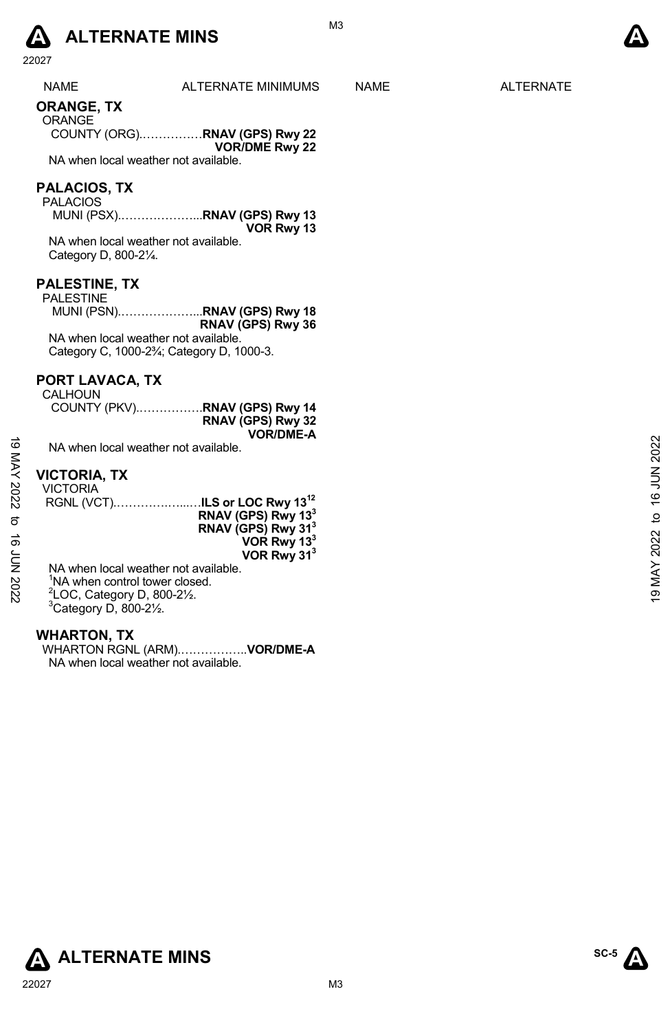| NAME | ALTERNATE MINIMUMS | NAME | ALTERNATE |
|---|---|---|---|

## ORANGE, TX

ORANGE
COUNTY (ORG)……………**RNAV (GPS) Rwy 22**
**VOR/DME Rwy 22**

NA when local weather not available.

## PALACIOS, TX

PALACIOS
MUNI (PSX)………………...**RNAV (GPS) Rwy 13**
**VOR Rwy 13**

NA when local weather not available.
Category D, 800-2¼.

## PALESTINE, TX

PALESTINE
MUNI (PSN)………………...**RNAV (GPS) Rwy 18**
**RNAV (GPS) Rwy 36**

NA when local weather not available.
Category C, 1000-2¾; Category D, 1000-3.

## PORT LAVACA, TX

CALHOUN
COUNTY (PKV)…………….**RNAV (GPS) Rwy 14**
**RNAV (GPS) Rwy 32**
**VOR/DME-A**

NA when local weather not available.

## VICTORIA, TX

VICTORIA
RGNL (VCT)………………...**ILS or LOC Rwy 13**[1,2]
**RNAV (GPS) Rwy 13**[3]
**RNAV (GPS) Rwy 31**[3]
**VOR Rwy 13**[3]
**VOR Rwy 31**[3]

NA when local weather not available.
[1]NA when control tower closed.
[2]LOC, Category D, 800-2½.
[3]Category D, 800-2½.

## WHARTON, TX

WHARTON RGNL (ARM)……………..**VOR/DME-A**

NA when local weather not available.